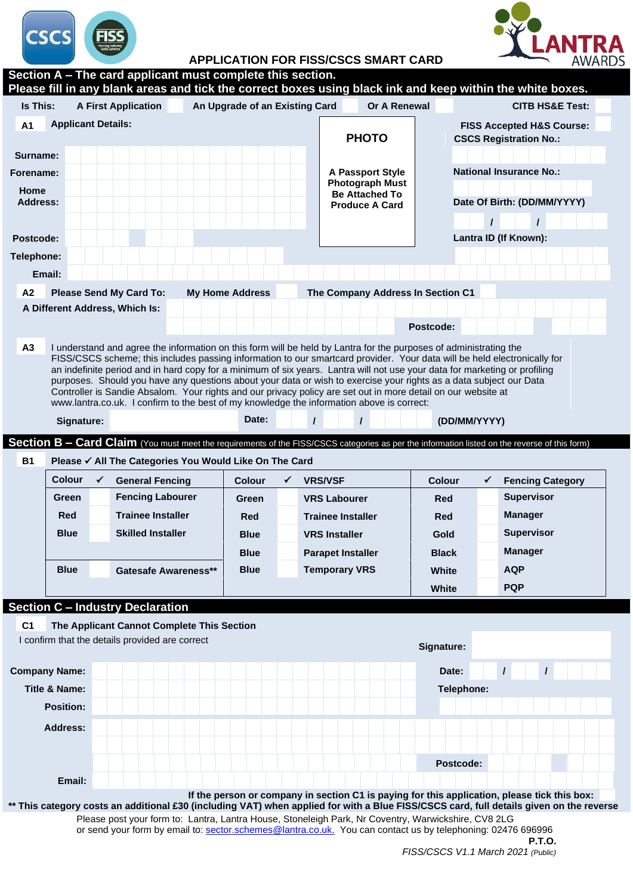# APPLICATION FOR FISS/CSCS SMART CARD

## Section A – The card applicant must complete this section.

**Please fill in any blank areas and tick the correct boxes using black ink and keep within the white boxes.**

**Is This:** A First Application ☐ An Upgrade of an Existing Card ☐ Or A Renewal ☐ CITB HS&E Test: ☐

FISS Accepted H&S Course: ☐

**A1 Applicant Details:**

Surname:

Forename:

Home Address:

Postcode:

Telephone:

Email:

**PHOTO**

A Passport Style Photograph Must Be Attached To Produce A Card

CSCS Registration No.:

National Insurance No.:

Date Of Birth: (DD/MM/YYYY) / /

Lantra ID (If Known):

**A2 Please Send My Card To:** My Home Address ☐ The Company Address In Section C1 ☐

A Different Address, Which Is:

Postcode:

**A3** I understand and agree the information on this form will be held by Lantra for the purposes of administrating the FISS/CSCS scheme; this includes passing information to our smartcard provider. Your data will be held electronically for an indefinite period and in hard copy for a minimum of six years. Lantra will not use your data for marketing or profiling purposes. Should you have any questions about your data or wish to exercise your rights as a data subject our Data Controller is Sandie Absalom. Your rights and our privacy policy are set out in more detail on our website at www.lantra.co.uk. I confirm to the best of my knowledge the information above is correct:

Signature: Date: / / (DD/MM/YYYY)

## Section B – Card Claim (You must meet the requirements of the FISS/CSCS categories as per the information listed on the reverse of this form)

**B1 Please ✓ All The Categories You Would Like On The Card**

| Colour | ✓ | General Fencing | Colour | ✓ | VRS/VSF | Colour | ✓ | Fencing Category |
|---|---|---|---|---|---|---|---|---|
| Green | | Fencing Labourer | Green | | VRS Labourer | Red | | Supervisor |
| Red | | Trainee Installer | Red | | Trainee Installer | Red | | Manager |
| Blue | | Skilled Installer | Blue | | VRS Installer | Gold | | Supervisor |
| | | | Blue | | Parapet Installer | Black | | Manager |
| Blue | | Gatesafe Awareness** | Blue | | Temporary VRS | White | | AQP |
| | | | | | | White | | PQP |

## Section C – Industry Declaration

**C1 The Applicant Cannot Complete This Section**

I confirm that the details provided are correct

Signature:

Company Name:

Date: / /

Title & Name:

Telephone:

Position:

Address:

Postcode:

Email:

**If the person or company in section C1 is paying for this application, please tick this box:** ☐

**** This category costs an additional £30 (including VAT) when applied for with a Blue FISS/CSCS card, full details given on the reverse**

Please post your form to: Lantra, Lantra House, Stoneleigh Park, Nr Coventry, Warwickshire, CV8 2LG
or send your form by email to: sector.schemes@lantra.co.uk. You can contact us by telephoning: 02476 696996

**P.T.O.**

*FISS/CSCS V1.1 March 2021 (Public)*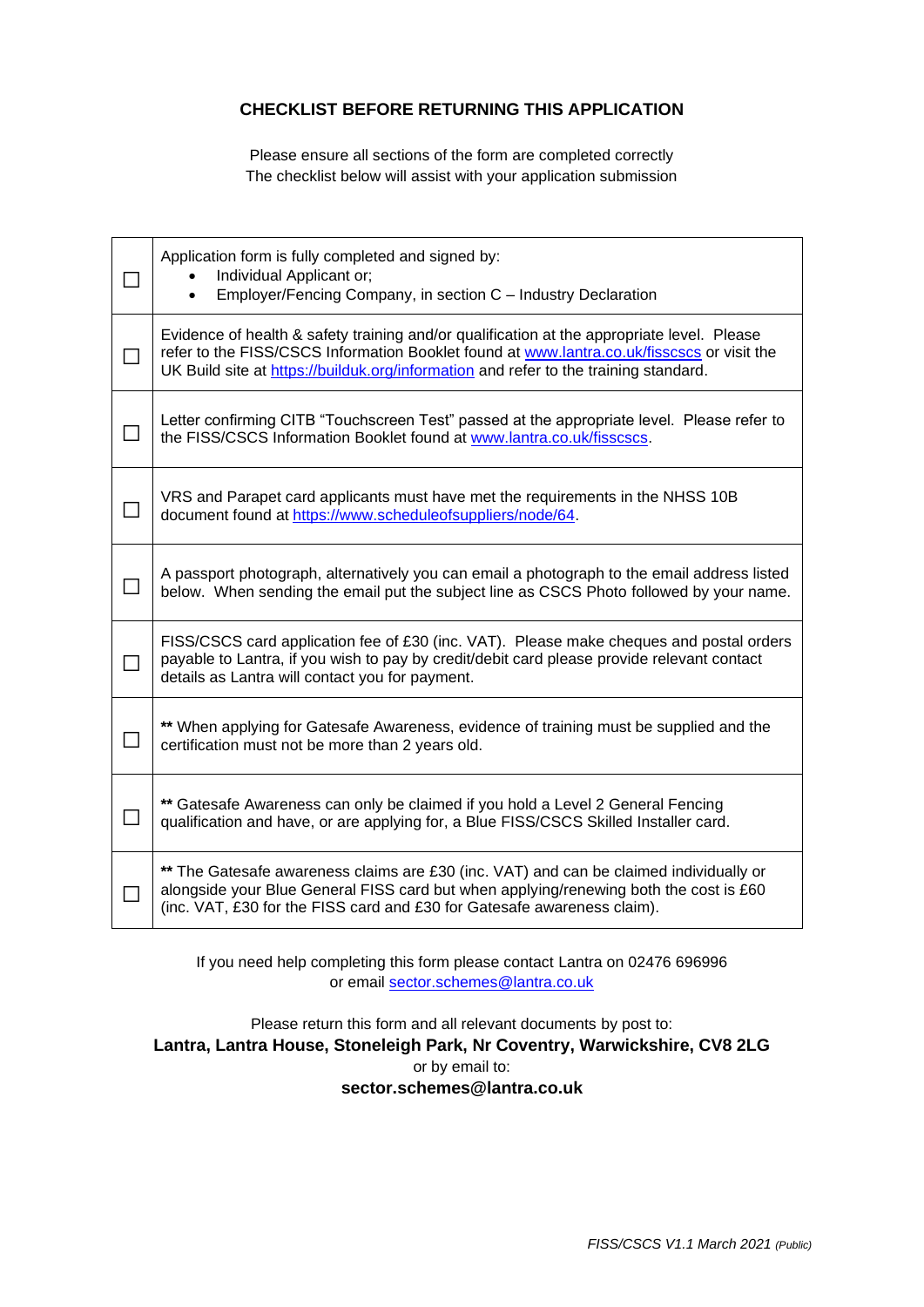## CHECKLIST BEFORE RETURNING THIS APPLICATION

Please ensure all sections of the form are completed correctly
The checklist below will assist with your application submission

| | |
|---|---|
| ☐ | Application form is fully completed and signed by:<br>• Individual Applicant or;<br>• Employer/Fencing Company, in section C – Industry Declaration |
| ☐ | Evidence of health & safety training and/or qualification at the appropriate level. Please refer to the FISS/CSCS Information Booklet found at www.lantra.co.uk/fisscscs or visit the UK Build site at https://builduk.org/information and refer to the training standard. |
| ☐ | Letter confirming CITB "Touchscreen Test" passed at the appropriate level. Please refer to the FISS/CSCS Information Booklet found at www.lantra.co.uk/fisscscs. |
| ☐ | VRS and Parapet card applicants must have met the requirements in the NHSS 10B document found at https://www.scheduleofsuppliers/node/64. |
| ☐ | A passport photograph, alternatively you can email a photograph to the email address listed below. When sending the email put the subject line as CSCS Photo followed by your name. |
| ☐ | FISS/CSCS card application fee of £30 (inc. VAT). Please make cheques and postal orders payable to Lantra, if you wish to pay by credit/debit card please provide relevant contact details as Lantra will contact you for payment. |
| ☐ | ** When applying for Gatesafe Awareness, evidence of training must be supplied and the certification must not be more than 2 years old. |
| ☐ | ** Gatesafe Awareness can only be claimed if you hold a Level 2 General Fencing qualification and have, or are applying for, a Blue FISS/CSCS Skilled Installer card. |
| ☐ | ** The Gatesafe awareness claims are £30 (inc. VAT) and can be claimed individually or alongside your Blue General FISS card but when applying/renewing both the cost is £60 (inc. VAT, £30 for the FISS card and £30 for Gatesafe awareness claim). |

If you need help completing this form please contact Lantra on 02476 696996
or email sector.schemes@lantra.co.uk

Please return this form and all relevant documents by post to:
**Lantra, Lantra House, Stoneleigh Park, Nr Coventry, Warwickshire, CV8 2LG**
or by email to:
**sector.schemes@lantra.co.uk**

*FISS/CSCS V1.1 March 2021 (Public)*